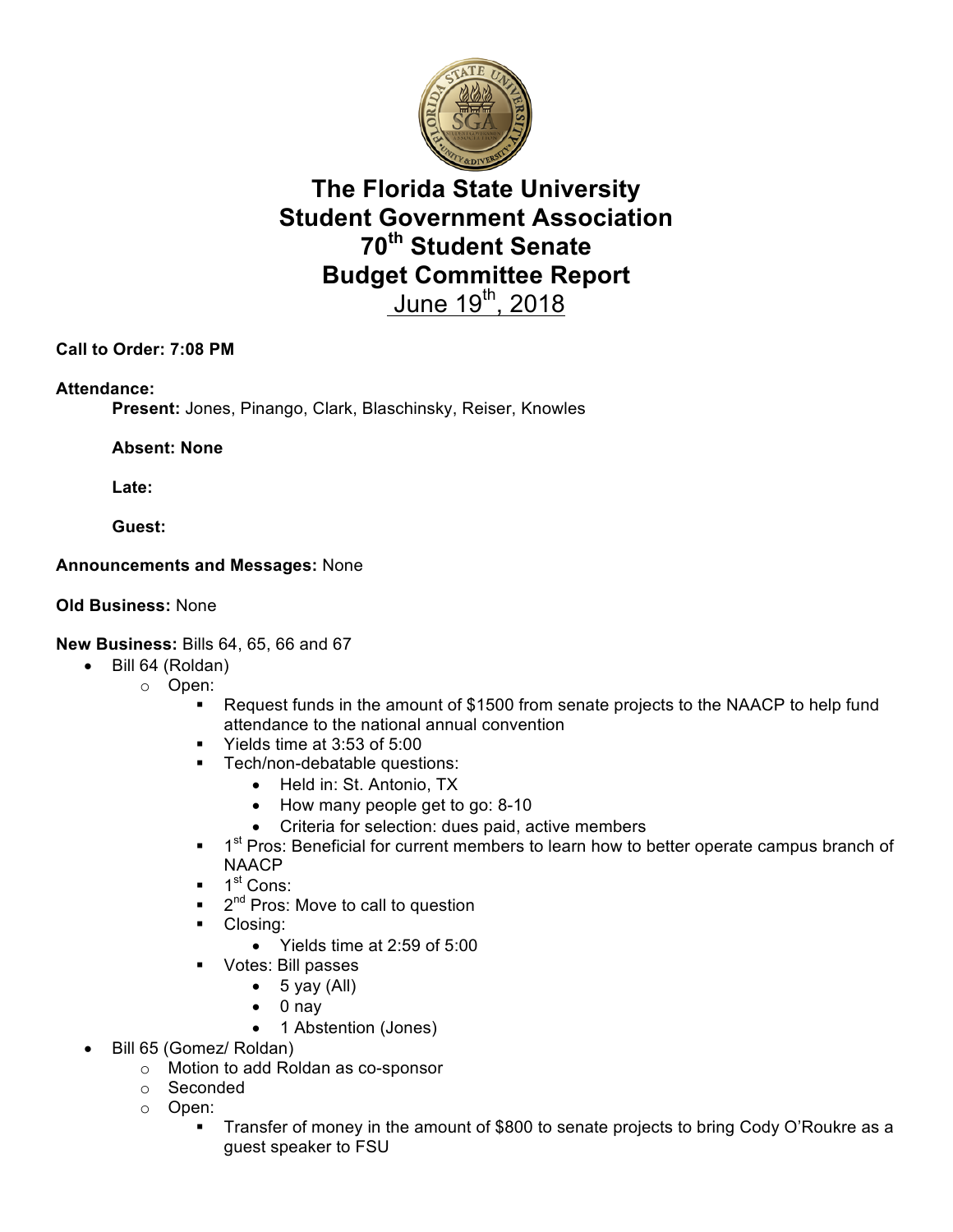# The Florida State University Student Government Association 70th Student Senate Budget Committee Report

June 19th, 2018

**Call to Order: 7:08 PM**

**Attendance:**

**Present:** Jones, Pinango, Clark, Blaschinsky, Reiser, Knowles

**Absent: None**

**Late:**

**Guest:**

**Announcements and Messages:** None

**Old Business:** None

**New Business:** Bills 64, 65, 66 and 67

- Bill 64 (Roldan)
  - Open:
    - Request funds in the amount of $1500 from senate projects to the NAACP to help fund attendance to the national annual convention
    - Yields time at 3:53 of 5:00
    - Tech/non-debatable questions:
      - Held in: St. Antonio, TX
      - How many people get to go: 8-10
      - Criteria for selection: dues paid, active members
    - 1st Pros: Beneficial for current members to learn how to better operate campus branch of NAACP
    - 1st Cons:
    - 2nd Pros: Move to call to question
    - Closing:
      - Yields time at 2:59 of 5:00
    - Votes: Bill passes
      - 5 yay (All)
      - 0 nay
      - 1 Abstention (Jones)
- Bill 65 (Gomez/ Roldan)
  - Motion to add Roldan as co-sponsor
  - Seconded
  - Open:
    - Transfer of money in the amount of $800 to senate projects to bring Cody O'Roukre as a guest speaker to FSU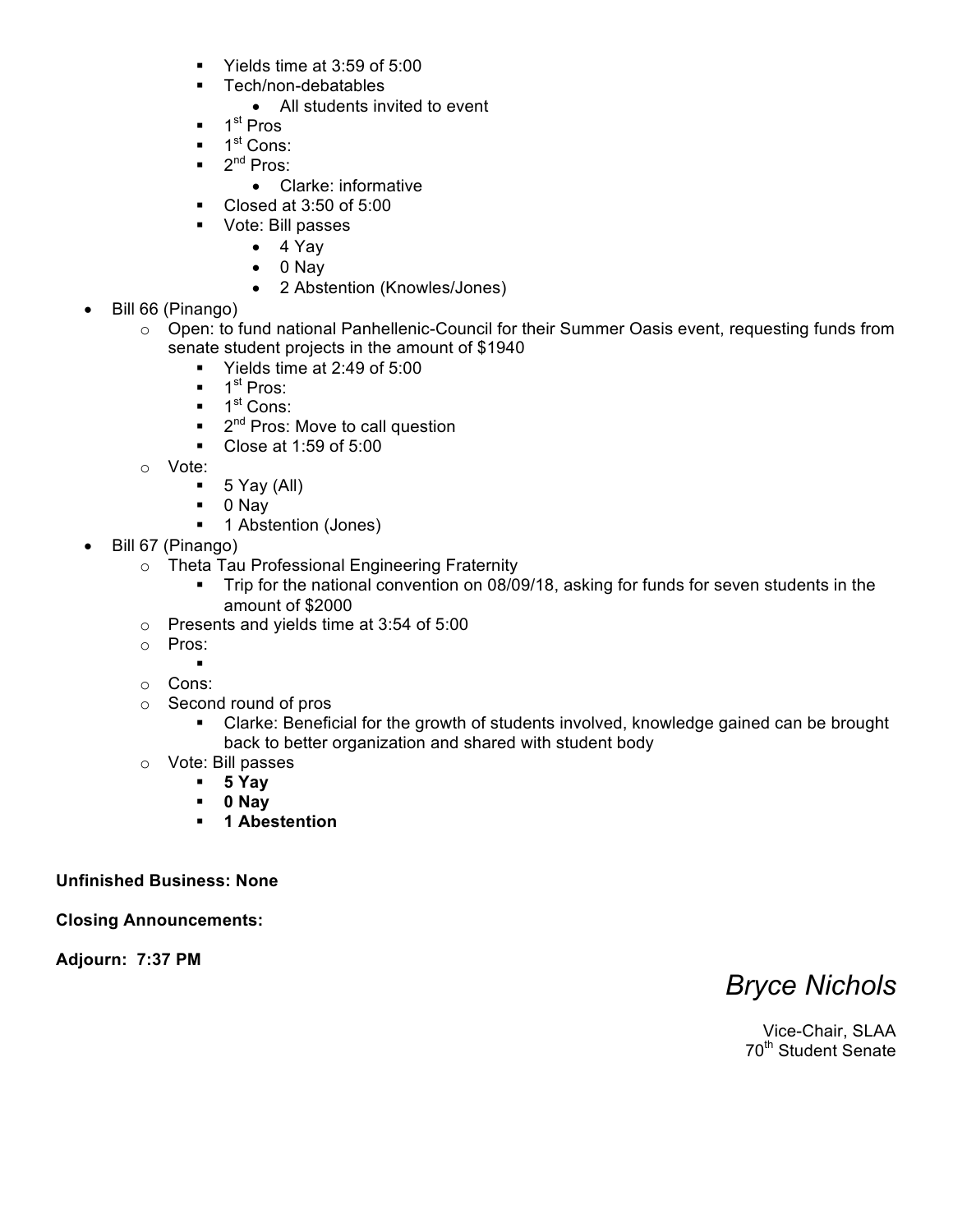- Yields time at 3:59 of 5:00
        - Tech/non-debatables
            - All students invited to event
        - 1st Pros
        - 1st Cons:
        - 2nd Pros:
            - Clarke: informative
        - Closed at 3:50 of 5:00
        - Vote: Bill passes
            - 4 Yay
            - 0 Nay
            - 2 Abstention (Knowles/Jones)
- Bill 66 (Pinango)
    - Open: to fund national Panhellenic-Council for their Summer Oasis event, requesting funds from senate student projects in the amount of $1940
        - Yields time at 2:49 of 5:00
        - 1st Pros:
        - 1st Cons:
        - 2nd Pros: Move to call question
        - Close at 1:59 of 5:00
    - Vote:
        - 5 Yay (All)
        - 0 Nay
        - 1 Abstention (Jones)
- Bill 67 (Pinango)
    - Theta Tau Professional Engineering Fraternity
        - Trip for the national convention on 08/09/18, asking for funds for seven students in the amount of $2000
    - Presents and yields time at 3:54 of 5:00
    - Pros:
        - 
    - Cons:
    - Second round of pros
        - Clarke: Beneficial for the growth of students involved, knowledge gained can be brought back to better organization and shared with student body
    - Vote: Bill passes
        - **5 Yay**
        - **0 Nay**
        - **1 Abestention**

**Unfinished Business: None**

**Closing Announcements:**

**Adjourn: 7:37 PM**

*Bryce Nichols*

Vice-Chair, SLAA
70th Student Senate